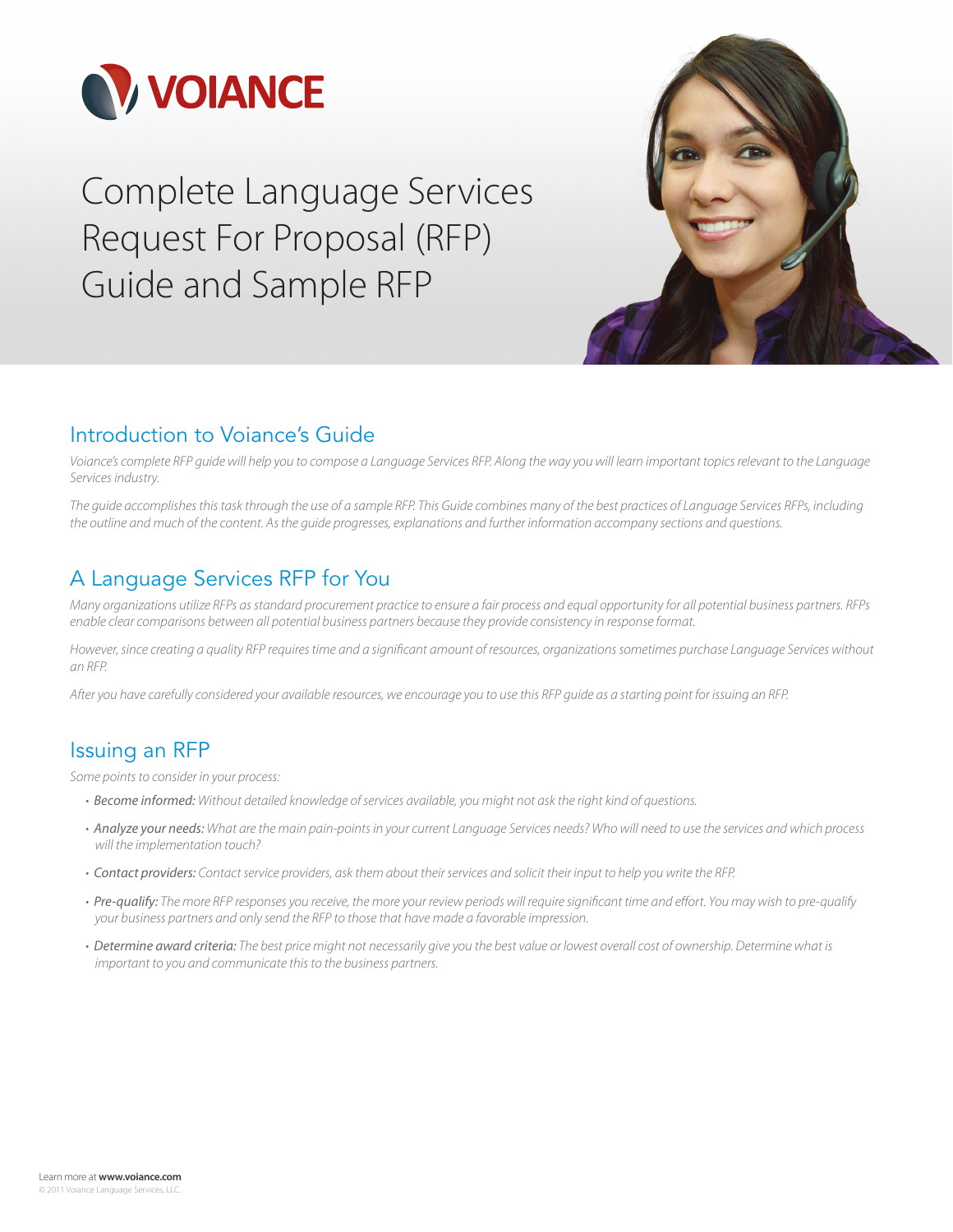# VOIANCE

# Complete Language Services Request For Proposal (RFP) Guide and Sample RFP

## Introduction to Voiance's Guide

*Voiance's complete RFP guide will help you to compose a Language Services RFP. Along the way you will learn important topics relevant to the Language Services industry.*

*The guide accomplishes this task through the use of a sample RFP. This Guide combines many of the best practices of Language Services RFPs, including the outline and much of the content. As the guide progresses, explanations and further information accompany sections and questions.*

## A Language Services RFP for You

*Many organizations utilize RFPs as standard procurement practice to ensure a fair process and equal opportunity for all potential business partners. RFPs enable clear comparisons between all potential business partners because they provide consistency in response format.*

*However, since creating a quality RFP requires time and a significant amount of resources, organizations sometimes purchase Language Services without an RFP.*

*After you have carefully considered your available resources, we encourage you to use this RFP guide as a starting point for issuing an RFP.*

## Issuing an RFP

*Some points to consider in your process:*

- ***Become informed:*** *Without detailed knowledge of services available, you might not ask the right kind of questions.*
- ***Analyze your needs:*** *What are the main pain-points in your current Language Services needs? Who will need to use the services and which process will the implementation touch?*
- ***Contact providers:*** *Contact service providers, ask them about their services and solicit their input to help you write the RFP.*
- ***Pre-qualify:*** *The more RFP responses you receive, the more your review periods will require significant time and effort. You may wish to pre-qualify your business partners and only send the RFP to those that have made a favorable impression.*
- ***Determine award criteria:*** *The best price might not necessarily give you the best value or lowest overall cost of ownership. Determine what is important to you and communicate this to the business partners.*

Learn more at **www.voiance.com**
© 2011 Voiance Language Services, LLC.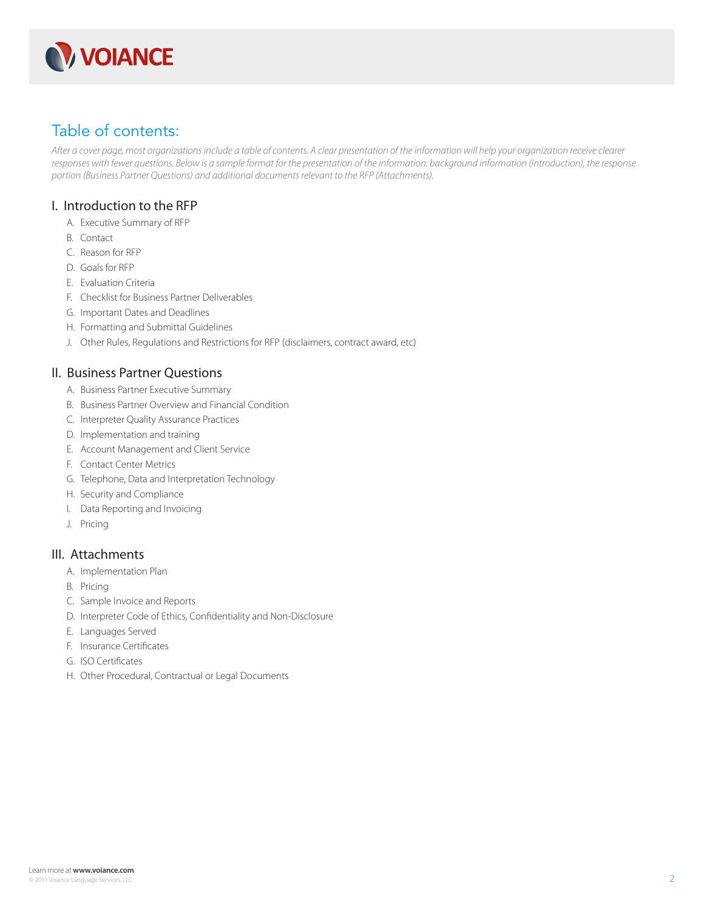VOIANCE

# Table of contents:

*After a cover page, most organizations include a table of contents. A clear presentation of the information will help your organization receive clearer responses with fewer questions. Below is a sample format for the presentation of the information: background information (Introduction), the response portion (Business Partner Questions) and additional documents relevant to the RFP (Attachments).*

## I. Introduction to the RFP

A. Executive Summary of RFP
B. Contact
C. Reason for RFP
D. Goals for RFP
E. Evaluation Criteria
F. Checklist for Business Partner Deliverables
G. Important Dates and Deadlines
H. Formatting and Submittal Guidelines
J. Other Rules, Regulations and Restrictions for RFP (disclaimers, contract award, etc)

## II. Business Partner Questions

A. Business Partner Executive Summary
B. Business Partner Overview and Financial Condition
C. Interpreter Quality Assurance Practices
D. Implementation and training
E. Account Management and Client Service
F. Contact Center Metrics
G. Telephone, Data and Interpretation Technology
H. Security and Compliance
I. Data Reporting and Invoicing
J. Pricing

## III. Attachments

A. Implementation Plan
B. Pricing
C. Sample Invoice and Reports
D. Interpreter Code of Ethics, Confidentiality and Non-Disclosure
E. Languages Served
F. Insurance Certificates
G. ISO Certificates
H. Other Procedural, Contractual or Legal Documents

Learn more at **www.voiance.com**
© 2011 Voiance Language Services, LLC.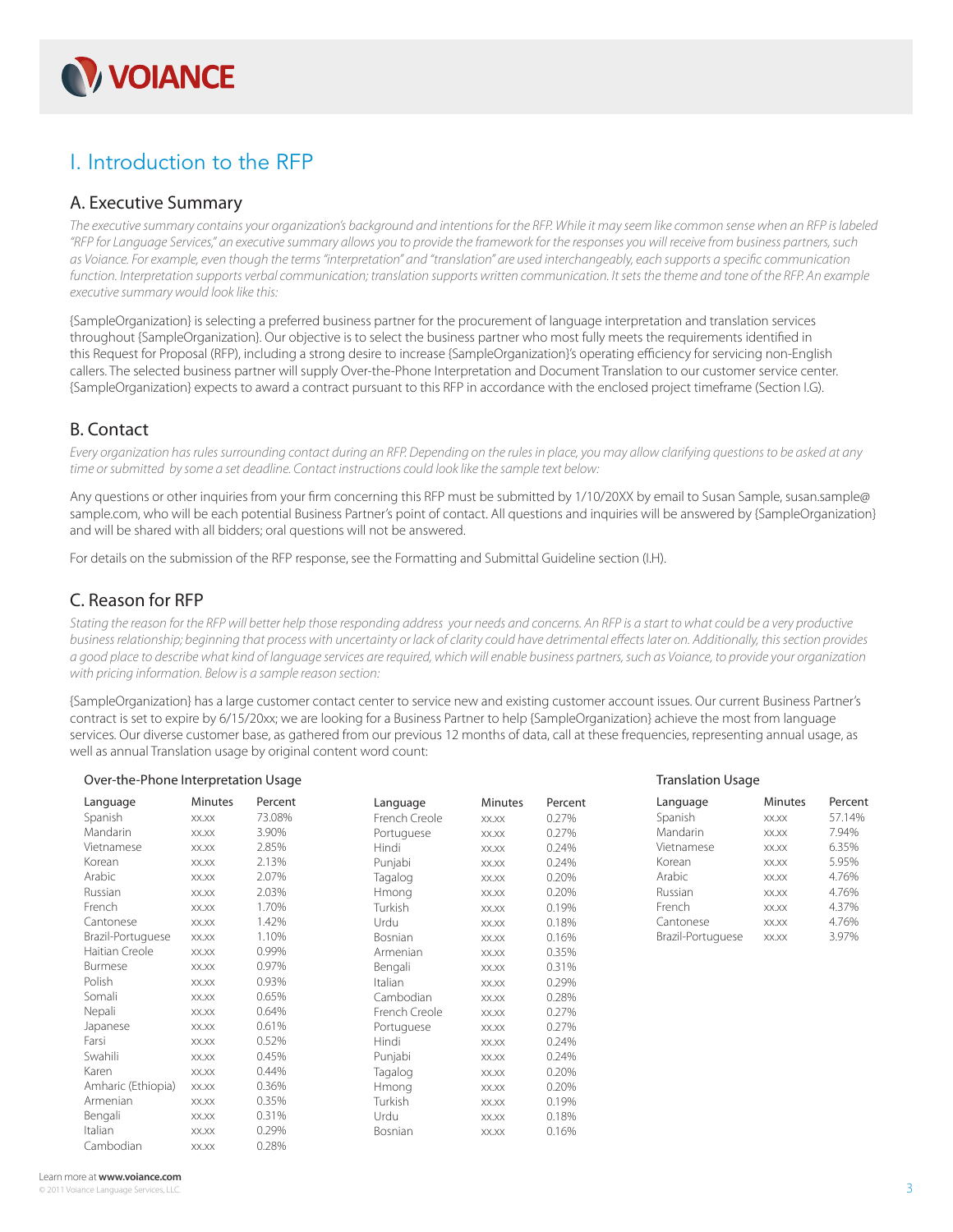# I. Introduction to the RFP

## A. Executive Summary

*The executive summary contains your organization's background and intentions for the RFP. While it may seem like common sense when an RFP is labeled "RFP for Language Services," an executive summary allows you to provide the framework for the responses you will receive from business partners, such as Voiance. For example, even though the terms "interpretation" and "translation" are used interchangeably, each supports a specific communication function. Interpretation supports verbal communication; translation supports written communication. It sets the theme and tone of the RFP. An example executive summary would look like this:*

{SampleOrganization} is selecting a preferred business partner for the procurement of language interpretation and translation services throughout {SampleOrganization}. Our objective is to select the business partner who most fully meets the requirements identified in this Request for Proposal (RFP), including a strong desire to increase {SampleOrganization}'s operating efficiency for servicing non-English callers. The selected business partner will supply Over-the-Phone Interpretation and Document Translation to our customer service center. {SampleOrganization} expects to award a contract pursuant to this RFP in accordance with the enclosed project timeframe (Section I.G).

## B. Contact

*Every organization has rules surrounding contact during an RFP. Depending on the rules in place, you may allow clarifying questions to be asked at any time or submitted by some a set deadline. Contact instructions could look like the sample text below:*

Any questions or other inquiries from your firm concerning this RFP must be submitted by 1/10/20XX by email to Susan Sample, susan.sample@sample.com, who will be each potential Business Partner's point of contact. All questions and inquiries will be answered by {SampleOrganization} and will be shared with all bidders; oral questions will not be answered.

For details on the submission of the RFP response, see the Formatting and Submittal Guideline section (I.H).

## C. Reason for RFP

*Stating the reason for the RFP will better help those responding address your needs and concerns. An RFP is a start to what could be a very productive business relationship; beginning that process with uncertainty or lack of clarity could have detrimental effects later on. Additionally, this section provides a good place to describe what kind of language services are required, which will enable business partners, such as Voiance, to provide your organization with pricing information. Below is a sample reason section:*

{SampleOrganization} has a large customer contact center to service new and existing customer account issues. Our current Business Partner's contract is set to expire by 6/15/20xx; we are looking for a Business Partner to help {SampleOrganization} achieve the most from language services. Our diverse customer base, as gathered from our previous 12 months of data, call at these frequencies, representing annual usage, as well as annual Translation usage by original content word count:

**Over-the-Phone Interpretation Usage**

| Language | Minutes | Percent |
|---|---|---|
| Spanish | xx.xx | 73.08% |
| Mandarin | xx.xx | 3.90% |
| Vietnamese | xx.xx | 2.85% |
| Korean | xx.xx | 2.13% |
| Arabic | xx.xx | 2.07% |
| Russian | xx.xx | 2.03% |
| French | xx.xx | 1.70% |
| Cantonese | xx.xx | 1.42% |
| Brazil-Portuguese | xx.xx | 1.10% |
| Haitian Creole | xx.xx | 0.99% |
| Burmese | xx.xx | 0.97% |
| Polish | xx.xx | 0.93% |
| Somali | xx.xx | 0.65% |
| Nepali | xx.xx | 0.64% |
| Japanese | xx.xx | 0.61% |
| Farsi | xx.xx | 0.52% |
| Swahili | xx.xx | 0.45% |
| Karen | xx.xx | 0.44% |
| Amharic (Ethiopia) | xx.xx | 0.36% |
| Armenian | xx.xx | 0.35% |
| Bengali | xx.xx | 0.31% |
| Italian | xx.xx | 0.29% |
| Cambodian | xx.xx | 0.28% |

| Language | Minutes | Percent |
|---|---|---|
| French Creole | xx.xx | 0.27% |
| Portuguese | xx.xx | 0.27% |
| Hindi | xx.xx | 0.24% |
| Punjabi | xx.xx | 0.24% |
| Tagalog | xx.xx | 0.20% |
| Hmong | xx.xx | 0.20% |
| Turkish | xx.xx | 0.19% |
| Urdu | xx.xx | 0.18% |
| Bosnian | xx.xx | 0.16% |
| Armenian | xx.xx | 0.35% |
| Bengali | xx.xx | 0.31% |
| Italian | xx.xx | 0.29% |
| Cambodian | xx.xx | 0.28% |
| French Creole | xx.xx | 0.27% |
| Portuguese | xx.xx | 0.27% |
| Hindi | xx.xx | 0.24% |
| Punjabi | xx.xx | 0.24% |
| Tagalog | xx.xx | 0.20% |
| Hmong | xx.xx | 0.20% |
| Turkish | xx.xx | 0.19% |
| Urdu | xx.xx | 0.18% |
| Bosnian | xx.xx | 0.16% |

**Translation Usage**

| Language | Minutes | Percent |
|---|---|---|
| Spanish | xx.xx | 57.14% |
| Mandarin | xx.xx | 7.94% |
| Vietnamese | xx.xx | 6.35% |
| Korean | xx.xx | 5.95% |
| Arabic | xx.xx | 4.76% |
| Russian | xx.xx | 4.76% |
| French | xx.xx | 4.37% |
| Cantonese | xx.xx | 4.76% |
| Brazil-Portuguese | xx.xx | 3.97% |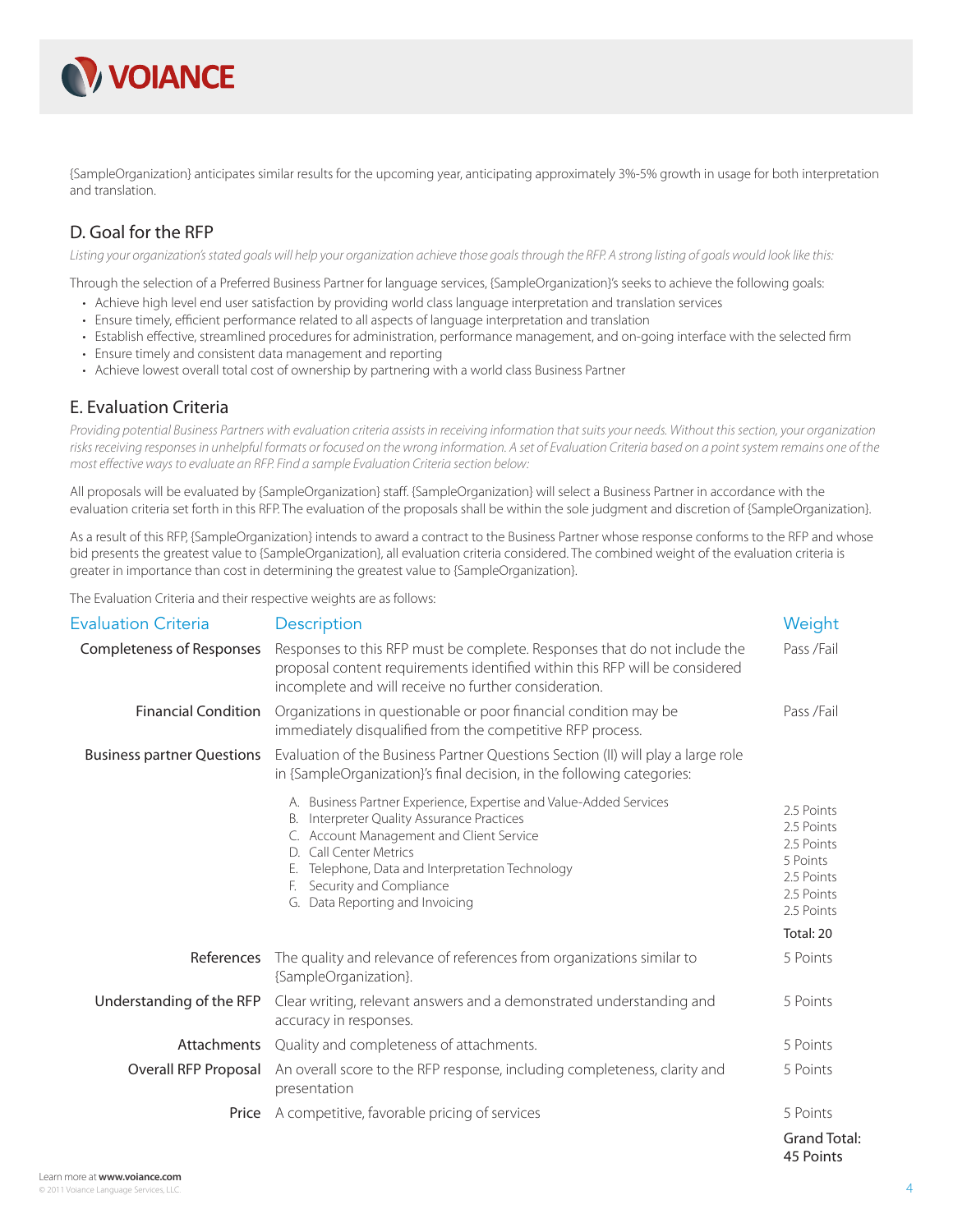{SampleOrganization} anticipates similar results for the upcoming year, anticipating approximately 3%-5% growth in usage for both interpretation and translation.

## D. Goal for the RFP

*Listing your organization's stated goals will help your organization achieve those goals through the RFP. A strong listing of goals would look like this:*

Through the selection of a Preferred Business Partner for language services, {SampleOrganization}'s seeks to achieve the following goals:

- Achieve high level end user satisfaction by providing world class language interpretation and translation services
- Ensure timely, efficient performance related to all aspects of language interpretation and translation
- Establish effective, streamlined procedures for administration, performance management, and on-going interface with the selected firm
- Ensure timely and consistent data management and reporting
- Achieve lowest overall total cost of ownership by partnering with a world class Business Partner

## E. Evaluation Criteria

*Providing potential Business Partners with evaluation criteria assists in receiving information that suits your needs. Without this section, your organization risks receiving responses in unhelpful formats or focused on the wrong information. A set of Evaluation Criteria based on a point system remains one of the most effective ways to evaluate an RFP. Find a sample Evaluation Criteria section below:*

All proposals will be evaluated by {SampleOrganization} staff. {SampleOrganization} will select a Business Partner in accordance with the evaluation criteria set forth in this RFP. The evaluation of the proposals shall be within the sole judgment and discretion of {SampleOrganization}.

As a result of this RFP, {SampleOrganization} intends to award a contract to the Business Partner whose response conforms to the RFP and whose bid presents the greatest value to {SampleOrganization}, all evaluation criteria considered. The combined weight of the evaluation criteria is greater in importance than cost in determining the greatest value to {SampleOrganization}.

The Evaluation Criteria and their respective weights are as follows:

| Evaluation Criteria | Description | Weight |
|---|---|---|
| Completeness of Responses | Responses to this RFP must be complete. Responses that do not include the proposal content requirements identified within this RFP will be considered incomplete and will receive no further consideration. | Pass /Fail |
| Financial Condition | Organizations in questionable or poor financial condition may be immediately disqualified from the competitive RFP process. | Pass /Fail |
| Business partner Questions | Evaluation of the Business Partner Questions Section (II) will play a large role in {SampleOrganization}'s final decision, in the following categories: | |
| | A. Business Partner Experience, Expertise and Value-Added Services | 2.5 Points |
| | B. Interpreter Quality Assurance Practices | 2.5 Points |
| | C. Account Management and Client Service | 2.5 Points |
| | D. Call Center Metrics | 5 Points |
| | E. Telephone, Data and Interpretation Technology | 2.5 Points |
| | F. Security and Compliance | 2.5 Points |
| | G. Data Reporting and Invoicing | 2.5 Points |
| | | Total: 20 |
| References | The quality and relevance of references from organizations similar to {SampleOrganization}. | 5 Points |
| Understanding of the RFP | Clear writing, relevant answers and a demonstrated understanding and accuracy in responses. | 5 Points |
| Attachments | Quality and completeness of attachments. | 5 Points |
| Overall RFP Proposal | An overall score to the RFP response, including completeness, clarity and presentation | 5 Points |
| Price | A competitive, favorable pricing of services | 5 Points |
| | | Grand Total: 45 Points |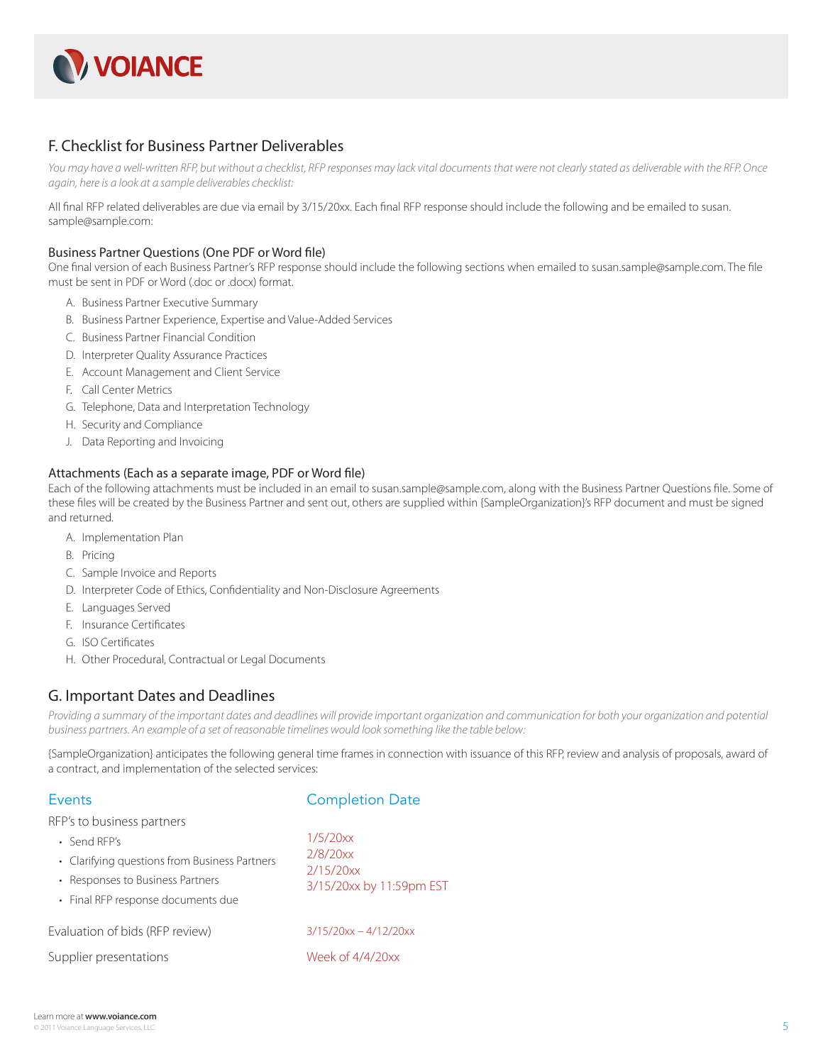## F. Checklist for Business Partner Deliverables

*You may have a well-written RFP, but without a checklist, RFP responses may lack vital documents that were not clearly stated as deliverable with the RFP. Once again, here is a look at a sample deliverables checklist:*

All final RFP related deliverables are due via email by 3/15/20xx. Each final RFP response should include the following and be emailed to susan.sample@sample.com:

### Business Partner Questions (One PDF or Word file)

One final version of each Business Partner's RFP response should include the following sections when emailed to susan.sample@sample.com. The file must be sent in PDF or Word (.doc or .docx) format.

A. Business Partner Executive Summary
B. Business Partner Experience, Expertise and Value-Added Services
C. Business Partner Financial Condition
D. Interpreter Quality Assurance Practices
E. Account Management and Client Service
F. Call Center Metrics
G. Telephone, Data and Interpretation Technology
H. Security and Compliance
J. Data Reporting and Invoicing

### Attachments (Each as a separate image, PDF or Word file)

Each of the following attachments must be included in an email to susan.sample@sample.com, along with the Business Partner Questions file. Some of these files will be created by the Business Partner and sent out, others are supplied within {SampleOrganization}'s RFP document and must be signed and returned.

A. Implementation Plan
B. Pricing
C. Sample Invoice and Reports
D. Interpreter Code of Ethics, Confidentiality and Non-Disclosure Agreements
E. Languages Served
F. Insurance Certificates
G. ISO Certificates
H. Other Procedural, Contractual or Legal Documents

## G. Important Dates and Deadlines

*Providing a summary of the important dates and deadlines will provide important organization and communication for both your organization and potential business partners. An example of a set of reasonable timelines would look something like the table below:*

{SampleOrganization} anticipates the following general time frames in connection with issuance of this RFP, review and analysis of proposals, award of a contract, and implementation of the selected services:

| Events | Completion Date |
|---|---|
| RFP's to business partners | |
| • Send RFP's | 1/5/20xx |
| • Clarifying questions from Business Partners | 2/8/20xx |
| • Responses to Business Partners | 2/15/20xx |
| • Final RFP response documents due | 3/15/20xx by 11:59pm EST |
| Evaluation of bids (RFP review) | 3/15/20xx – 4/12/20xx |
| Supplier presentations | Week of 4/4/20xx |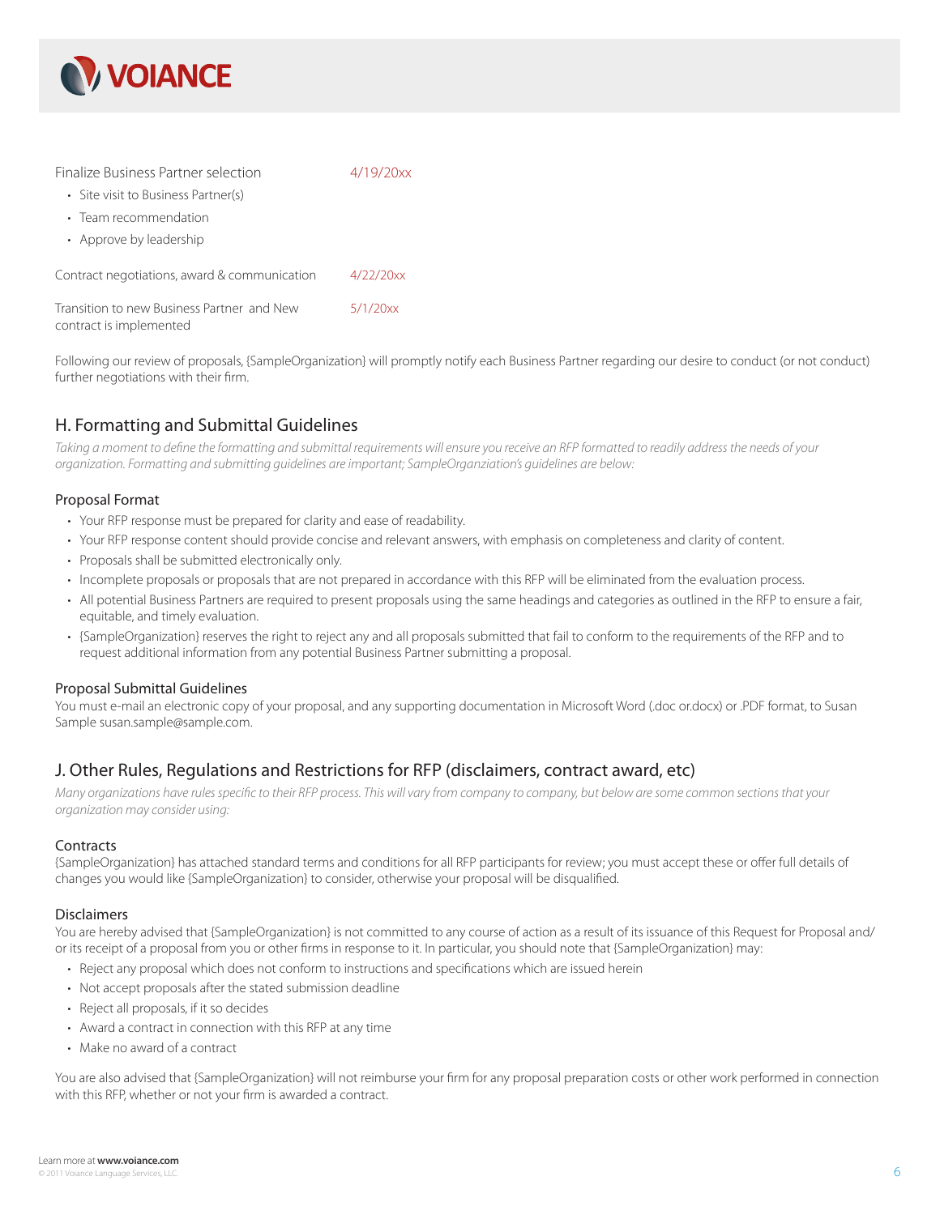| | |
|---|---|
| Finalize Business Partner selection<br>• Site visit to Business Partner(s)<br>• Team recommendation<br>• Approve by leadership | 4/19/20xx |
| Contract negotiations, award & communication | 4/22/20xx |
| Transition to new Business Partner and New contract is implemented | 5/1/20xx |

Following our review of proposals, {SampleOrganization} will promptly notify each Business Partner regarding our desire to conduct (or not conduct) further negotiations with their firm.

## H. Formatting and Submittal Guidelines

*Taking a moment to define the formatting and submittal requirements will ensure you receive an RFP formatted to readily address the needs of your organization. Formatting and submitting guidelines are important; SampleOrganziation's guidelines are below:*

### Proposal Format

- Your RFP response must be prepared for clarity and ease of readability.
- Your RFP response content should provide concise and relevant answers, with emphasis on completeness and clarity of content.
- Proposals shall be submitted electronically only.
- Incomplete proposals or proposals that are not prepared in accordance with this RFP will be eliminated from the evaluation process.
- All potential Business Partners are required to present proposals using the same headings and categories as outlined in the RFP to ensure a fair, equitable, and timely evaluation.
- {SampleOrganization} reserves the right to reject any and all proposals submitted that fail to conform to the requirements of the RFP and to request additional information from any potential Business Partner submitting a proposal.

### Proposal Submittal Guidelines

You must e-mail an electronic copy of your proposal, and any supporting documentation in Microsoft Word (.doc or.docx) or .PDF format, to Susan Sample susan.sample@sample.com.

## J. Other Rules, Regulations and Restrictions for RFP (disclaimers, contract award, etc)

*Many organizations have rules specific to their RFP process. This will vary from company to company, but below are some common sections that your organization may consider using:*

### Contracts

{SampleOrganization} has attached standard terms and conditions for all RFP participants for review; you must accept these or offer full details of changes you would like {SampleOrganization} to consider, otherwise your proposal will be disqualified.

### Disclaimers

You are hereby advised that {SampleOrganization} is not committed to any course of action as a result of its issuance of this Request for Proposal and/or its receipt of a proposal from you or other firms in response to it. In particular, you should note that {SampleOrganization} may:

- Reject any proposal which does not conform to instructions and specifications which are issued herein
- Not accept proposals after the stated submission deadline
- Reject all proposals, if it so decides
- Award a contract in connection with this RFP at any time
- Make no award of a contract

You are also advised that {SampleOrganization} will not reimburse your firm for any proposal preparation costs or other work performed in connection with this RFP, whether or not your firm is awarded a contract.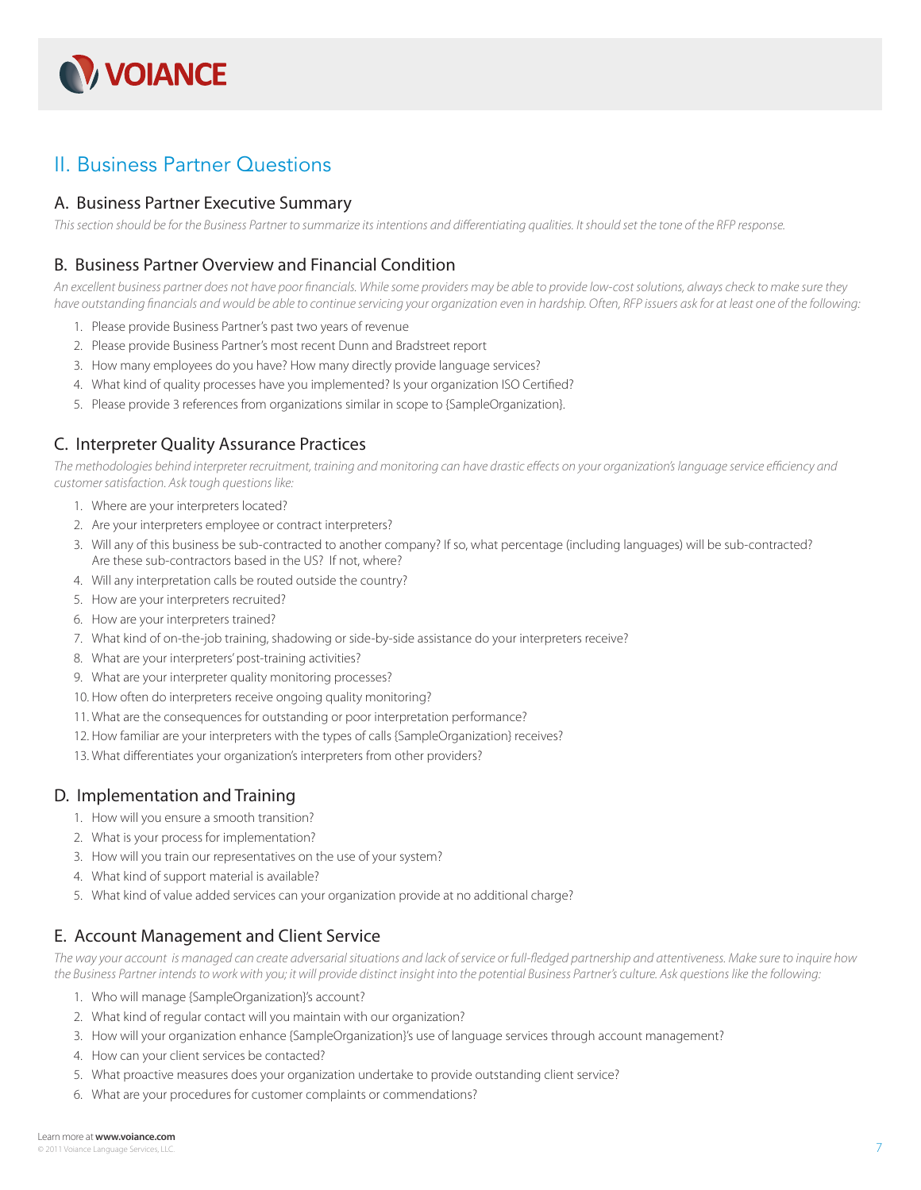## II. Business Partner Questions

### A. Business Partner Executive Summary

*This section should be for the Business Partner to summarize its intentions and differentiating qualities. It should set the tone of the RFP response.*

### B. Business Partner Overview and Financial Condition

*An excellent business partner does not have poor financials. While some providers may be able to provide low-cost solutions, always check to make sure they have outstanding financials and would be able to continue servicing your organization even in hardship. Often, RFP issuers ask for at least one of the following:*

1. Please provide Business Partner's past two years of revenue
2. Please provide Business Partner's most recent Dunn and Bradstreet report
3. How many employees do you have? How many directly provide language services?
4. What kind of quality processes have you implemented? Is your organization ISO Certified?
5. Please provide 3 references from organizations similar in scope to {SampleOrganization}.

### C. Interpreter Quality Assurance Practices

*The methodologies behind interpreter recruitment, training and monitoring can have drastic effects on your organization's language service efficiency and customer satisfaction. Ask tough questions like:*

1. Where are your interpreters located?
2. Are your interpreters employee or contract interpreters?
3. Will any of this business be sub-contracted to another company? If so, what percentage (including languages) will be sub-contracted? Are these sub-contractors based in the US? If not, where?
4. Will any interpretation calls be routed outside the country?
5. How are your interpreters recruited?
6. How are your interpreters trained?
7. What kind of on-the-job training, shadowing or side-by-side assistance do your interpreters receive?
8. What are your interpreters' post-training activities?
9. What are your interpreter quality monitoring processes?
10. How often do interpreters receive ongoing quality monitoring?
11. What are the consequences for outstanding or poor interpretation performance?
12. How familiar are your interpreters with the types of calls {SampleOrganization} receives?
13. What differentiates your organization's interpreters from other providers?

### D. Implementation and Training

1. How will you ensure a smooth transition?
2. What is your process for implementation?
3. How will you train our representatives on the use of your system?
4. What kind of support material is available?
5. What kind of value added services can your organization provide at no additional charge?

### E. Account Management and Client Service

*The way your account is managed can create adversarial situations and lack of service or full-fledged partnership and attentiveness. Make sure to inquire how the Business Partner intends to work with you; it will provide distinct insight into the potential Business Partner's culture. Ask questions like the following:*

1. Who will manage {SampleOrganization}'s account?
2. What kind of regular contact will you maintain with our organization?
3. How will your organization enhance {SampleOrganization}'s use of language services through account management?
4. How can your client services be contacted?
5. What proactive measures does your organization undertake to provide outstanding client service?
6. What are your procedures for customer complaints or commendations?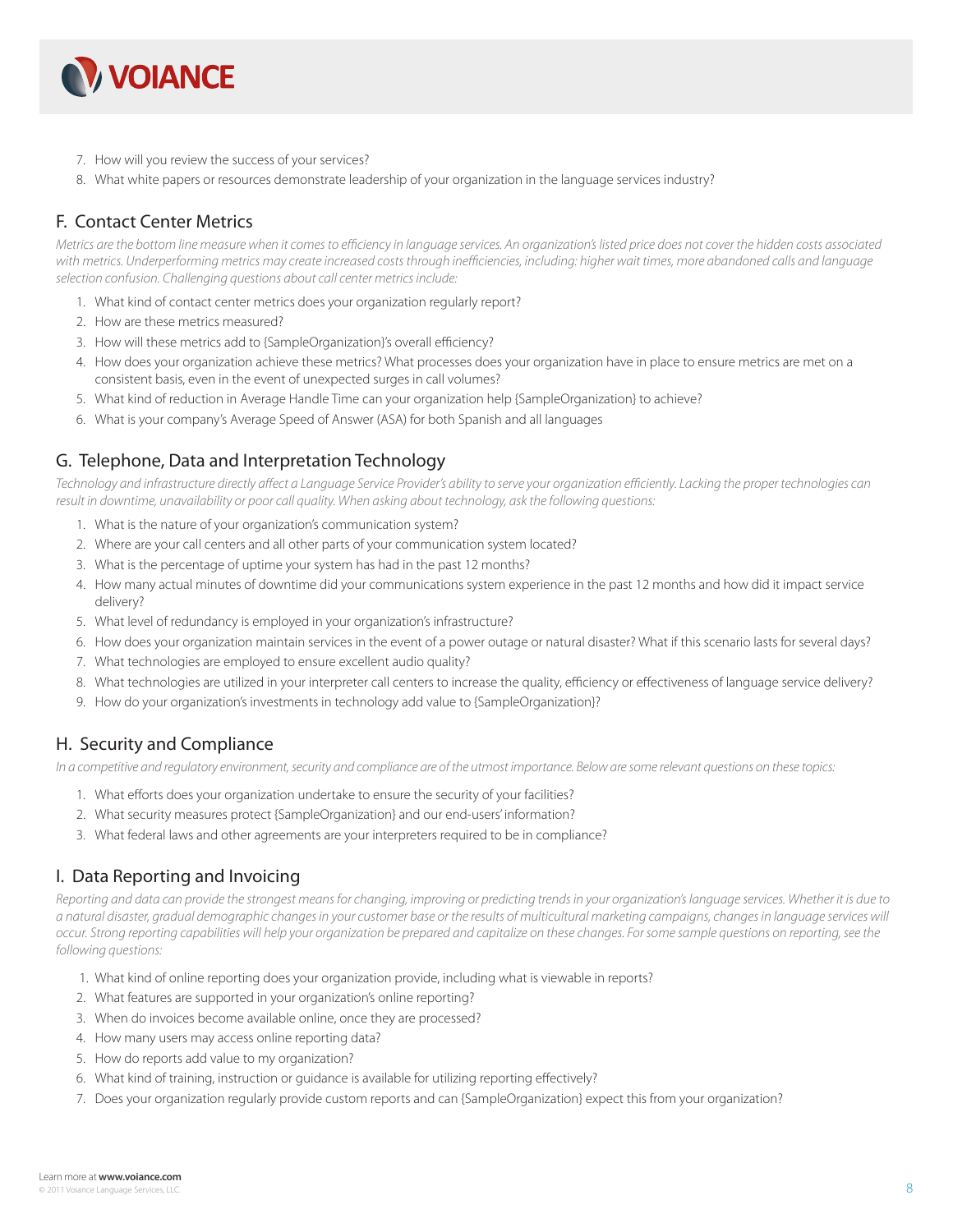7. How will you review the success of your services?
8. What white papers or resources demonstrate leadership of your organization in the language services industry?

## F. Contact Center Metrics

*Metrics are the bottom line measure when it comes to efficiency in language services. An organization's listed price does not cover the hidden costs associated with metrics. Underperforming metrics may create increased costs through inefficiencies, including: higher wait times, more abandoned calls and language selection confusion. Challenging questions about call center metrics include:*

1. What kind of contact center metrics does your organization regularly report?
2. How are these metrics measured?
3. How will these metrics add to {SampleOrganization}'s overall efficiency?
4. How does your organization achieve these metrics? What processes does your organization have in place to ensure metrics are met on a consistent basis, even in the event of unexpected surges in call volumes?
5. What kind of reduction in Average Handle Time can your organization help {SampleOrganization} to achieve?
6. What is your company's Average Speed of Answer (ASA) for both Spanish and all languages

## G. Telephone, Data and Interpretation Technology

*Technology and infrastructure directly affect a Language Service Provider's ability to serve your organization efficiently. Lacking the proper technologies can result in downtime, unavailability or poor call quality. When asking about technology, ask the following questions:*

1. What is the nature of your organization's communication system?
2. Where are your call centers and all other parts of your communication system located?
3. What is the percentage of uptime your system has had in the past 12 months?
4. How many actual minutes of downtime did your communications system experience in the past 12 months and how did it impact service delivery?
5. What level of redundancy is employed in your organization's infrastructure?
6. How does your organization maintain services in the event of a power outage or natural disaster? What if this scenario lasts for several days?
7. What technologies are employed to ensure excellent audio quality?
8. What technologies are utilized in your interpreter call centers to increase the quality, efficiency or effectiveness of language service delivery?
9. How do your organization's investments in technology add value to {SampleOrganization}?

## H. Security and Compliance

*In a competitive and regulatory environment, security and compliance are of the utmost importance. Below are some relevant questions on these topics:*

1. What efforts does your organization undertake to ensure the security of your facilities?
2. What security measures protect {SampleOrganization} and our end-users' information?
3. What federal laws and other agreements are your interpreters required to be in compliance?

## I. Data Reporting and Invoicing

*Reporting and data can provide the strongest means for changing, improving or predicting trends in your organization's language services. Whether it is due to a natural disaster, gradual demographic changes in your customer base or the results of multicultural marketing campaigns, changes in language services will occur. Strong reporting capabilities will help your organization be prepared and capitalize on these changes. For some sample questions on reporting, see the following questions:*

1. What kind of online reporting does your organization provide, including what is viewable in reports?
2. What features are supported in your organization's online reporting?
3. When do invoices become available online, once they are processed?
4. How many users may access online reporting data?
5. How do reports add value to my organization?
6. What kind of training, instruction or guidance is available for utilizing reporting effectively?
7. Does your organization regularly provide custom reports and can {SampleOrganization} expect this from your organization?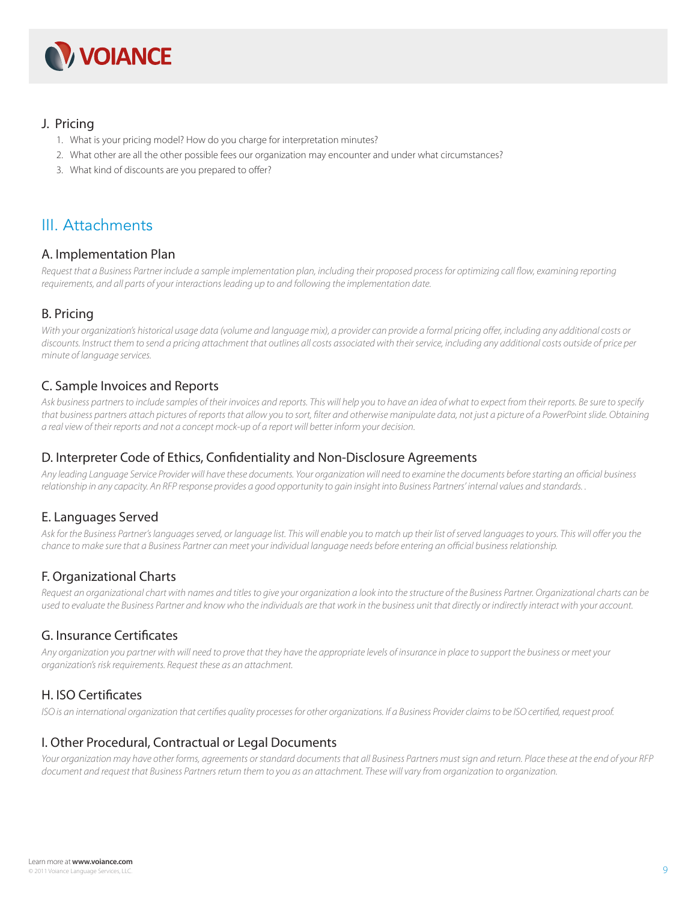## J. Pricing

1. What is your pricing model? How do you charge for interpretation minutes?
2. What other are all the other possible fees our organization may encounter and under what circumstances?
3. What kind of discounts are you prepared to offer?

# III. Attachments

## A. Implementation Plan

*Request that a Business Partner include a sample implementation plan, including their proposed process for optimizing call flow, examining reporting requirements, and all parts of your interactions leading up to and following the implementation date.*

## B. Pricing

*With your organization's historical usage data (volume and language mix), a provider can provide a formal pricing offer, including any additional costs or discounts. Instruct them to send a pricing attachment that outlines all costs associated with their service, including any additional costs outside of price per minute of language services.*

## C. Sample Invoices and Reports

*Ask business partners to include samples of their invoices and reports. This will help you to have an idea of what to expect from their reports. Be sure to specify that business partners attach pictures of reports that allow you to sort, filter and otherwise manipulate data, not just a picture of a PowerPoint slide. Obtaining a real view of their reports and not a concept mock-up of a report will better inform your decision.*

## D. Interpreter Code of Ethics, Confidentiality and Non-Disclosure Agreements

*Any leading Language Service Provider will have these documents. Your organization will need to examine the documents before starting an official business relationship in any capacity. An RFP response provides a good opportunity to gain insight into Business Partners' internal values and standards. .*

## E. Languages Served

*Ask for the Business Partner's languages served, or language list. This will enable you to match up their list of served languages to yours. This will offer you the chance to make sure that a Business Partner can meet your individual language needs before entering an official business relationship.*

## F. Organizational Charts

*Request an organizational chart with names and titles to give your organization a look into the structure of the Business Partner. Organizational charts can be used to evaluate the Business Partner and know who the individuals are that work in the business unit that directly or indirectly interact with your account.*

## G. Insurance Certificates

*Any organization you partner with will need to prove that they have the appropriate levels of insurance in place to support the business or meet your organization's risk requirements. Request these as an attachment.*

## H. ISO Certificates

*ISO is an international organization that certifies quality processes for other organizations. If a Business Provider claims to be ISO certified, request proof.*

## I. Other Procedural, Contractual or Legal Documents

*Your organization may have other forms, agreements or standard documents that all Business Partners must sign and return. Place these at the end of your RFP document and request that Business Partners return them to you as an attachment. These will vary from organization to organization.*